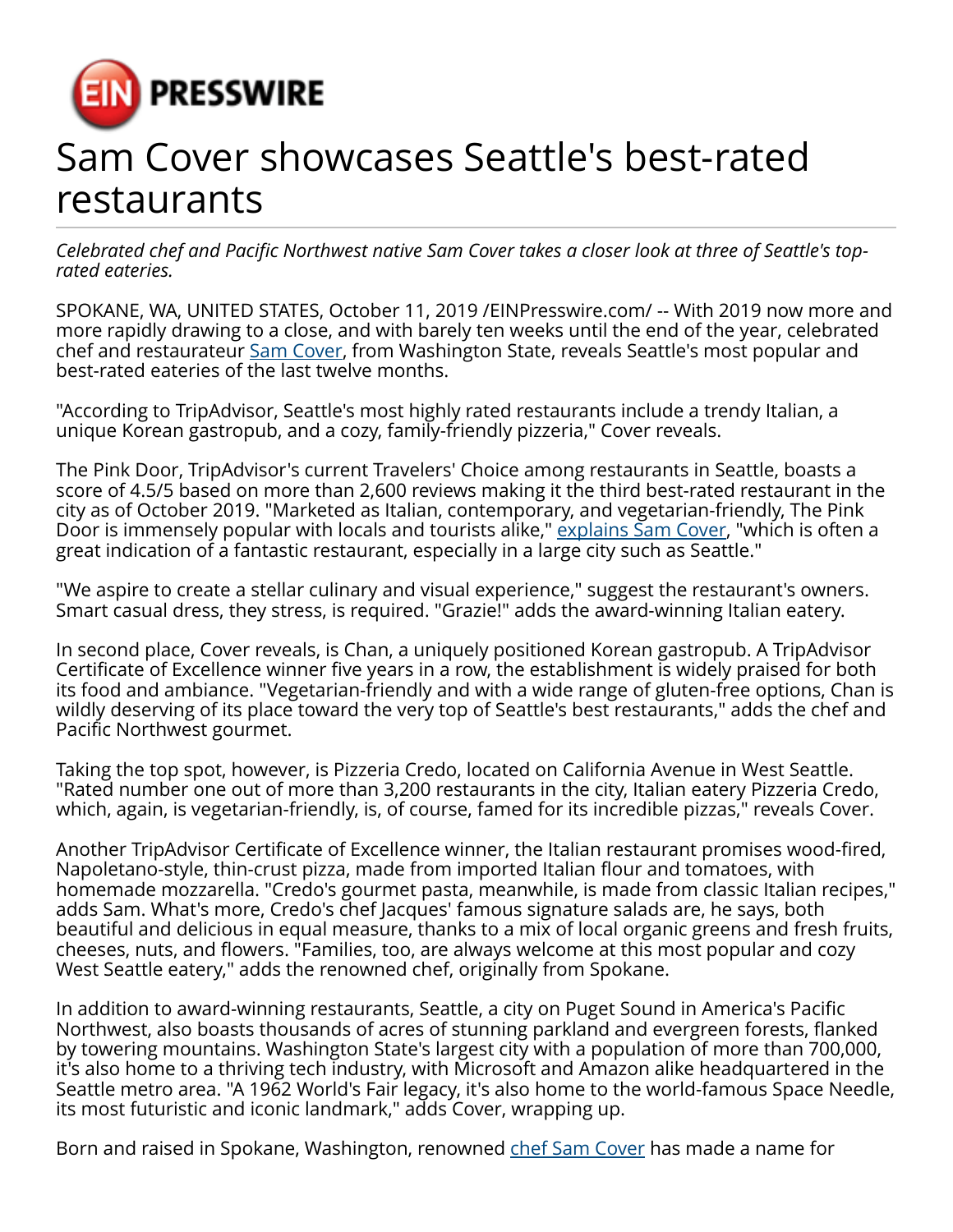# Sam Cover showcases Seattle's best-rated restaurants

*Celebrated chef and Pacific Northwest native Sam Cover takes a closer look at three of Seattle's top-rated eateries.*

SPOKANE, WA, UNITED STATES, October 11, 2019 /EINPresswire.com/ -- With 2019 now more and more rapidly drawing to a close, and with barely ten weeks until the end of the year, celebrated chef and restaurateur Sam Cover, from Washington State, reveals Seattle's most popular and best-rated eateries of the last twelve months.

"According to TripAdvisor, Seattle's most highly rated restaurants include a trendy Italian, a unique Korean gastropub, and a cozy, family-friendly pizzeria," Cover reveals.

The Pink Door, TripAdvisor's current Travelers' Choice among restaurants in Seattle, boasts a score of 4.5/5 based on more than 2,600 reviews making it the third best-rated restaurant in the city as of October 2019. "Marketed as Italian, contemporary, and vegetarian-friendly, The Pink Door is immensely popular with locals and tourists alike," explains Sam Cover, "which is often a great indication of a fantastic restaurant, especially in a large city such as Seattle."

"We aspire to create a stellar culinary and visual experience," suggest the restaurant's owners. Smart casual dress, they stress, is required. "Grazie!" adds the award-winning Italian eatery.

In second place, Cover reveals, is Chan, a uniquely positioned Korean gastropub. A TripAdvisor Certificate of Excellence winner five years in a row, the establishment is widely praised for both its food and ambiance. "Vegetarian-friendly and with a wide range of gluten-free options, Chan is wildly deserving of its place toward the very top of Seattle's best restaurants," adds the chef and Pacific Northwest gourmet.

Taking the top spot, however, is Pizzeria Credo, located on California Avenue in West Seattle. "Rated number one out of more than 3,200 restaurants in the city, Italian eatery Pizzeria Credo, which, again, is vegetarian-friendly, is, of course, famed for its incredible pizzas," reveals Cover.

Another TripAdvisor Certificate of Excellence winner, the Italian restaurant promises wood-fired, Napoletano-style, thin-crust pizza, made from imported Italian flour and tomatoes, with homemade mozzarella. "Credo's gourmet pasta, meanwhile, is made from classic Italian recipes," adds Sam. What's more, Credo's chef Jacques' famous signature salads are, he says, both beautiful and delicious in equal measure, thanks to a mix of local organic greens and fresh fruits, cheeses, nuts, and flowers. "Families, too, are always welcome at this most popular and cozy West Seattle eatery," adds the renowned chef, originally from Spokane.

In addition to award-winning restaurants, Seattle, a city on Puget Sound in America's Pacific Northwest, also boasts thousands of acres of stunning parkland and evergreen forests, flanked by towering mountains. Washington State's largest city with a population of more than 700,000, it's also home to a thriving tech industry, with Microsoft and Amazon alike headquartered in the Seattle metro area. "A 1962 World's Fair legacy, it's also home to the world-famous Space Needle, its most futuristic and iconic landmark," adds Cover, wrapping up.

Born and raised in Spokane, Washington, renowned chef Sam Cover has made a name for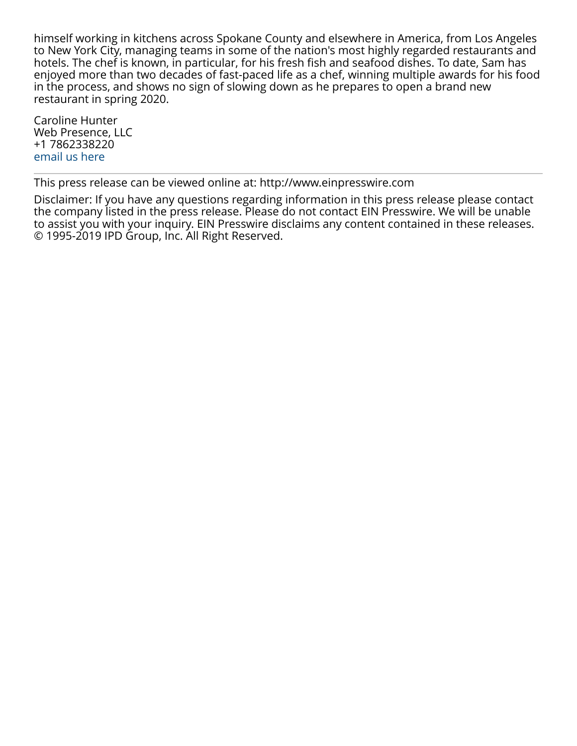himself working in kitchens across Spokane County and elsewhere in America, from Los Angeles to New York City, managing teams in some of the nation's most highly regarded restaurants and hotels. The chef is known, in particular, for his fresh fish and seafood dishes. To date, Sam has enjoyed more than two decades of fast-paced life as a chef, winning multiple awards for his food in the process, and shows no sign of slowing down as he prepares to open a brand new restaurant in spring 2020.

Caroline Hunter
Web Presence, LLC
+1 7862338220
email us here

---

This press release can be viewed online at: http://www.einpresswire.com

Disclaimer: If you have any questions regarding information in this press release please contact the company listed in the press release. Please do not contact EIN Presswire. We will be unable to assist you with your inquiry. EIN Presswire disclaims any content contained in these releases. © 1995-2019 IPD Group, Inc. All Right Reserved.